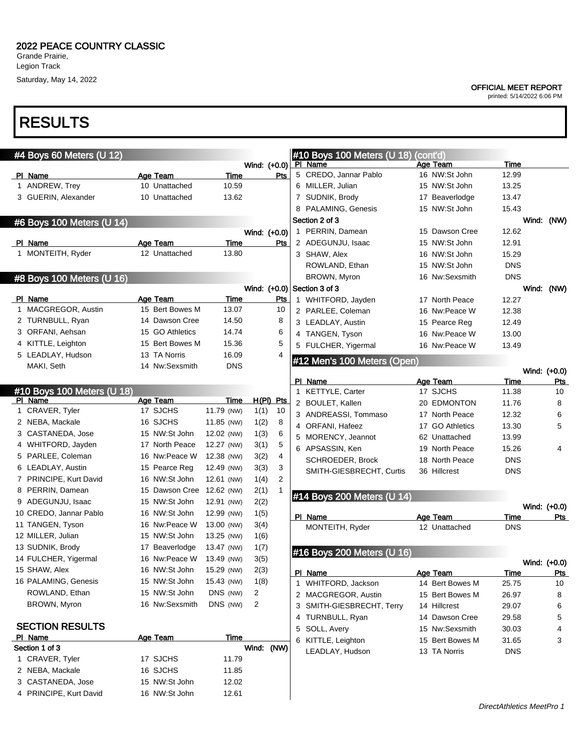# 2022 PEACE COUNTRY CLASSIC

Grande Prairie,
Legion Track
Saturday, May 14, 2022

**OFFICIAL MEET REPORT**
printed: 5/14/2022 6:06 PM

# RESULTS

## #4 Boys 60 Meters (U 12)

Wind: (+0.0)

| Pl | Name | Age | Team | Time | Pts |
|---|---|---|---|---|---|
| 1 | ANDREW, Trey | 10 | Unattached | 10.59 | |
| 3 | GUERIN, Alexander | 10 | Unattached | 13.62 | |

## #6 Boys 100 Meters (U 14)

Wind: (+0.0)

| Pl | Name | Age | Team | Time | Pts |
|---|---|---|---|---|---|
| 1 | MONTEITH, Ryder | 12 | Unattached | 13.80 | |

## #8 Boys 100 Meters (U 16)

Wind: (+0.0)

| Pl | Name | Age | Team | Time | Pts |
|---|---|---|---|---|---|
| 1 | MACGREGOR, Austin | 15 | Bert Bowes M | 13.07 | 10 |
| 2 | TURNBULL, Ryan | 14 | Dawson Cree | 14.50 | 8 |
| 3 | ORFANI, Aehsan | 15 | GO Athletics | 14.74 | 6 |
| 4 | KITTLE, Leighton | 15 | Bert Bowes M | 15.36 | 5 |
| 5 | LEADLAY, Hudson | 13 | TA Norris | 16.09 | 4 |
| | MAKI, Seth | 14 | Nw:Sexsmith | DNS | |

## #10 Boys 100 Meters (U 18)

| Pl | Name | Age | Team | Time | | H(Pl) | Pts |
|---|---|---|---|---|---|---|---|
| 1 | CRAVER, Tyler | 17 | SJCHS | 11.79 | (NW) | 1(1) | 10 |
| 2 | NEBA, Mackale | 16 | SJCHS | 11.85 | (NW) | 1(2) | 8 |
| 3 | CASTANEDA, Jose | 15 | NW:St John | 12.02 | (NW) | 1(3) | 6 |
| 4 | WHITFORD, Jayden | 17 | North Peace | 12.27 | (NW) | 3(1) | 5 |
| 5 | PARLEE, Coleman | 16 | Nw:Peace W | 12.38 | (NW) | 3(2) | 4 |
| 6 | LEADLAY, Austin | 15 | Pearce Reg | 12.49 | (NW) | 3(3) | 3 |
| 7 | PRINCIPE, Kurt David | 16 | NW:St John | 12.61 | (NW) | 1(4) | 2 |
| 8 | PERRIN, Damean | 15 | Dawson Cree | 12.62 | (NW) | 2(1) | 1 |
| 9 | ADEGUNJU, Isaac | 15 | NW:St John | 12.91 | (NW) | 2(2) | |
| 10 | CREDO, Jannar Pablo | 16 | NW:St John | 12.99 | (NW) | 1(5) | |
| 11 | TANGEN, Tyson | 16 | Nw:Peace W | 13.00 | (NW) | 3(4) | |
| 12 | MILLER, Julian | 15 | NW:St John | 13.25 | (NW) | 1(6) | |
| 13 | SUDNIK, Brody | 17 | Beaverlodge | 13.47 | (NW) | 1(7) | |
| 14 | FULCHER, Yigermal | 16 | Nw:Peace W | 13.49 | (NW) | 3(5) | |
| 15 | SHAW, Alex | 16 | NW:St John | 15.29 | (NW) | 2(3) | |
| 16 | PALAMING, Genesis | 15 | NW:St John | 15.43 | (NW) | 1(8) | |
| | ROWLAND, Ethan | 15 | NW:St John | DNS | (NW) | 2 | |
| | BROWN, Myron | 16 | Nw:Sexsmith | DNS | (NW) | 2 | |

### SECTION RESULTS

**Section 1 of 3** — Wind: (NW)

| Pl | Name | Age | Team | Time |
|---|---|---|---|---|
| 1 | CRAVER, Tyler | 17 | SJCHS | 11.79 |
| 2 | NEBA, Mackale | 16 | SJCHS | 11.85 |
| 3 | CASTANEDA, Jose | 15 | NW:St John | 12.02 |
| 4 | PRINCIPE, Kurt David | 16 | NW:St John | 12.61 |
| 5 | CREDO, Jannar Pablo | 16 | NW:St John | 12.99 |
| 6 | MILLER, Julian | 15 | NW:St John | 13.25 |
| 7 | SUDNIK, Brody | 17 | Beaverlodge | 13.47 |
| 8 | PALAMING, Genesis | 15 | NW:St John | 15.43 |

**Section 2 of 3** — Wind: (NW)

| Pl | Name | Age | Team | Time |
|---|---|---|---|---|
| 1 | PERRIN, Damean | 15 | Dawson Cree | 12.62 |
| 2 | ADEGUNJU, Isaac | 15 | NW:St John | 12.91 |
| 3 | SHAW, Alex | 16 | NW:St John | 15.29 |
| | ROWLAND, Ethan | 15 | NW:St John | DNS |
| | BROWN, Myron | 16 | Nw:Sexsmith | DNS |

**Section 3 of 3** — Wind: (NW)

| Pl | Name | Age | Team | Time |
|---|---|---|---|---|
| 1 | WHITFORD, Jayden | 17 | North Peace | 12.27 |
| 2 | PARLEE, Coleman | 16 | Nw:Peace W | 12.38 |
| 3 | LEADLAY, Austin | 15 | Pearce Reg | 12.49 |
| 4 | TANGEN, Tyson | 16 | Nw:Peace W | 13.00 |
| 5 | FULCHER, Yigermal | 16 | Nw:Peace W | 13.49 |

## #12 Men's 100 Meters (Open)

Wind: (+0.0)

| Pl | Name | Age | Team | Time | Pts |
|---|---|---|---|---|---|
| 1 | KETTYLE, Carter | 17 | SJCHS | 11.38 | 10 |
| 2 | BOULET, Kallen | 20 | EDMONTON | 11.76 | 8 |
| 3 | ANDREASSI, Tommaso | 17 | North Peace | 12.32 | 6 |
| 4 | ORFANI, Hafeez | 17 | GO Athletics | 13.30 | 5 |
| 5 | MORENCY, Jeannot | 62 | Unattached | 13.99 | |
| 6 | APSASSIN, Ken | 19 | North Peace | 15.26 | 4 |
| | SCHROEDER, Brock | 18 | North Peace | DNS | |
| | SMITH-GIESBRECHT, Curtis | 36 | Hillcrest | DNS | |

## #14 Boys 200 Meters (U 14)

Wind: (+0.0)

| Pl | Name | Age | Team | Time | Pts |
|---|---|---|---|---|---|
| | MONTEITH, Ryder | 12 | Unattached | DNS | |

## #16 Boys 200 Meters (U 16)

Wind: (+0.0)

| Pl | Name | Age | Team | Time | Pts |
|---|---|---|---|---|---|
| 1 | WHITFORD, Jackson | 14 | Bert Bowes M | 25.75 | 10 |
| 2 | MACGREGOR, Austin | 15 | Bert Bowes M | 26.97 | 8 |
| 3 | SMITH-GIESBRECHT, Terry | 14 | Hillcrest | 29.07 | 6 |
| 4 | TURNBULL, Ryan | 14 | Dawson Cree | 29.58 | 5 |
| 5 | SOLL, Avery | 15 | Nw:Sexsmith | 30.03 | 4 |
| 6 | KITTLE, Leighton | 15 | Bert Bowes M | 31.65 | 3 |
| | LEADLAY, Hudson | 13 | TA Norris | DNS | |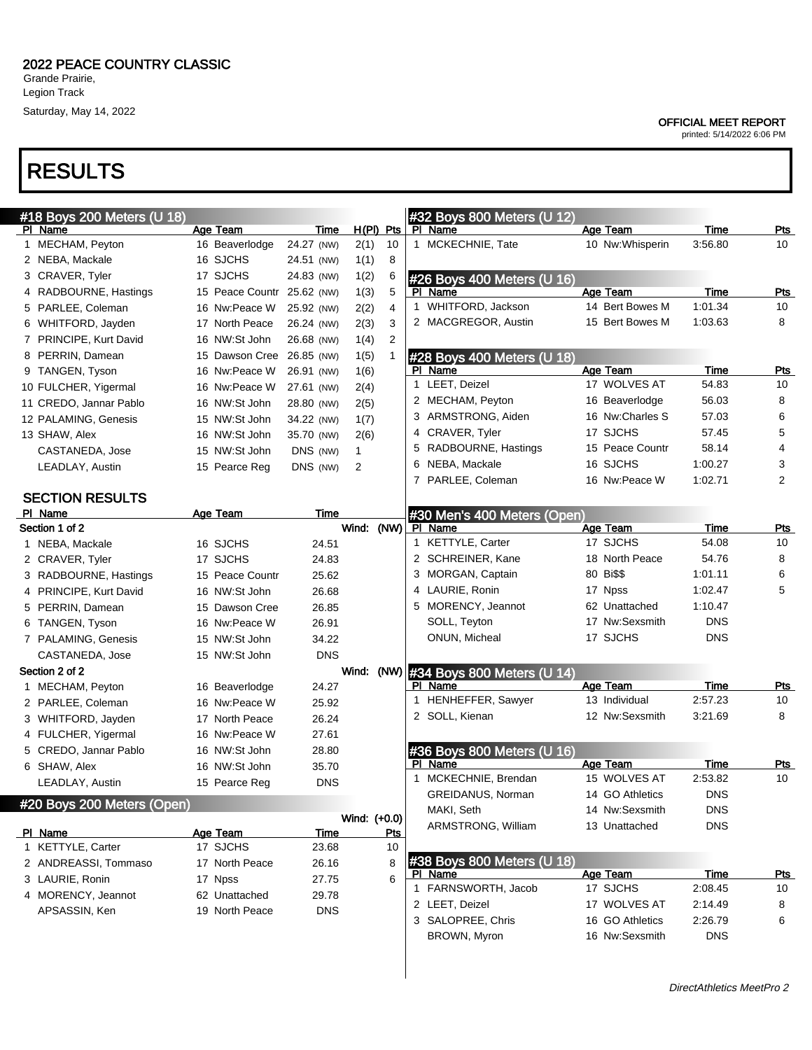## 2022 PEACE COUNTRY CLASSIC

Grande Prairie,
Legion Track
Saturday, May 14, 2022

**OFFICIAL MEET REPORT**
printed: 5/14/2022 6:06 PM

# RESULTS

### #18 Boys 200 Meters (U 18)

| Pl | Name | Age | Team | Time | | H(Pl) | Pts |
|---|---|---|---|---|---|---|---|
| 1 | MECHAM, Peyton | 16 | Beaverlodge | 24.27 | (NW) | 2(1) | 10 |
| 2 | NEBA, Mackale | 16 | SJCHS | 24.51 | (NW) | 1(1) | 8 |
| 3 | CRAVER, Tyler | 17 | SJCHS | 24.83 | (NW) | 1(2) | 6 |
| 4 | RADBOURNE, Hastings | 15 | Peace Countr | 25.62 | (NW) | 1(3) | 5 |
| 5 | PARLEE, Coleman | 16 | Nw:Peace W | 25.92 | (NW) | 2(2) | 4 |
| 6 | WHITFORD, Jayden | 17 | North Peace | 26.24 | (NW) | 2(3) | 3 |
| 7 | PRINCIPE, Kurt David | 16 | NW:St John | 26.68 | (NW) | 1(4) | 2 |
| 8 | PERRIN, Damean | 15 | Dawson Cree | 26.85 | (NW) | 1(5) | 1 |
| 9 | TANGEN, Tyson | 16 | Nw:Peace W | 26.91 | (NW) | 1(6) | |
| 10 | FULCHER, Yigermal | 16 | Nw:Peace W | 27.61 | (NW) | 2(4) | |
| 11 | CREDO, Jannar Pablo | 16 | NW:St John | 28.80 | (NW) | 2(5) | |
| 12 | PALAMING, Genesis | 15 | NW:St John | 34.22 | (NW) | 1(7) | |
| 13 | SHAW, Alex | 16 | NW:St John | 35.70 | (NW) | 2(6) | |
| | CASTANEDA, Jose | 15 | NW:St John | DNS | (NW) | 1 | |
| | LEADLAY, Austin | 15 | Pearce Reg | DNS | (NW) | 2 | |

#### SECTION RESULTS

| Pl | Name | Age | Team | Time |
|---|---|---|---|---|
| **Section 1 of 2** | | | | Wind: (NW) |
| 1 | NEBA, Mackale | 16 | SJCHS | 24.51 |
| 2 | CRAVER, Tyler | 17 | SJCHS | 24.83 |
| 3 | RADBOURNE, Hastings | 15 | Peace Countr | 25.62 |
| 4 | PRINCIPE, Kurt David | 16 | NW:St John | 26.68 |
| 5 | PERRIN, Damean | 15 | Dawson Cree | 26.85 |
| 6 | TANGEN, Tyson | 16 | Nw:Peace W | 26.91 |
| 7 | PALAMING, Genesis | 15 | NW:St John | 34.22 |
| | CASTANEDA, Jose | 15 | NW:St John | DNS |
| **Section 2 of 2** | | | | Wind: (NW) |
| 1 | MECHAM, Peyton | 16 | Beaverlodge | 24.27 |
| 2 | PARLEE, Coleman | 16 | Nw:Peace W | 25.92 |
| 3 | WHITFORD, Jayden | 17 | North Peace | 26.24 |
| 4 | FULCHER, Yigermal | 16 | Nw:Peace W | 27.61 |
| 5 | CREDO, Jannar Pablo | 16 | NW:St John | 28.80 |
| 6 | SHAW, Alex | 16 | NW:St John | 35.70 |
| | LEADLAY, Austin | 15 | Pearce Reg | DNS |

### #20 Boys 200 Meters (Open)

Wind: (+0.0)

| Pl | Name | Age | Team | Time | Pts |
|---|---|---|---|---|---|
| 1 | KETTYLE, Carter | 17 | SJCHS | 23.68 | 10 |
| 2 | ANDREASSI, Tommaso | 17 | North Peace | 26.16 | 8 |
| 3 | LAURIE, Ronin | 17 | Npss | 27.75 | 6 |
| 4 | MORENCY, Jeannot | 62 | Unattached | 29.78 | |
| | APSASSIN, Ken | 19 | North Peace | DNS | |

### #32 Boys 800 Meters (U 12)

| Pl | Name | Age | Team | Time | Pts |
|---|---|---|---|---|---|
| 1 | MCKECHNIE, Tate | 10 | Nw:Whisperin | 3:56.80 | 10 |

### #26 Boys 400 Meters (U 16)

| Pl | Name | Age | Team | Time | Pts |
|---|---|---|---|---|---|
| 1 | WHITFORD, Jackson | 14 | Bert Bowes M | 1:01.34 | 10 |
| 2 | MACGREGOR, Austin | 15 | Bert Bowes M | 1:03.63 | 8 |

### #28 Boys 400 Meters (U 18)

| Pl | Name | Age | Team | Time | Pts |
|---|---|---|---|---|---|
| 1 | LEET, Deizel | 17 | WOLVES AT | 54.83 | 10 |
| 2 | MECHAM, Peyton | 16 | Beaverlodge | 56.03 | 8 |
| 3 | ARMSTRONG, Aiden | 16 | Nw:Charles S | 57.03 | 6 |
| 4 | CRAVER, Tyler | 17 | SJCHS | 57.45 | 5 |
| 5 | RADBOURNE, Hastings | 15 | Peace Countr | 58.14 | 4 |
| 6 | NEBA, Mackale | 16 | SJCHS | 1:00.27 | 3 |
| 7 | PARLEE, Coleman | 16 | Nw:Peace W | 1:02.71 | 2 |

### #30 Men's 400 Meters (Open)

| Pl | Name | Age | Team | Time | Pts |
|---|---|---|---|---|---|
| 1 | KETTYLE, Carter | 17 | SJCHS | 54.08 | 10 |
| 2 | SCHREINER, Kane | 18 | North Peace | 54.76 | 8 |
| 3 | MORGAN, Captain | 80 | Bi$$ | 1:01.11 | 6 |
| 4 | LAURIE, Ronin | 17 | Npss | 1:02.47 | 5 |
| 5 | MORENCY, Jeannot | 62 | Unattached | 1:10.47 | |
| | SOLL, Teyton | 17 | Nw:Sexsmith | DNS | |
| | ONUN, Micheal | 17 | SJCHS | DNS | |

### #34 Boys 800 Meters (U 14)

| Pl | Name | Age | Team | Time | Pts |
|---|---|---|---|---|---|
| 1 | HENHEFFER, Sawyer | 13 | Individual | 2:57.23 | 10 |
| 2 | SOLL, Kienan | 12 | Nw:Sexsmith | 3:21.69 | 8 |

### #36 Boys 800 Meters (U 16)

| Pl | Name | Age | Team | Time | Pts |
|---|---|---|---|---|---|
| 1 | MCKECHNIE, Brendan | 15 | WOLVES AT | 2:53.82 | 10 |
| | GREIDANUS, Norman | 14 | GO Athletics | DNS | |
| | MAKI, Seth | 14 | Nw:Sexsmith | DNS | |
| | ARMSTRONG, William | 13 | Unattached | DNS | |

### #38 Boys 800 Meters (U 18)

| Pl | Name | Age | Team | Time | Pts |
|---|---|---|---|---|---|
| 1 | FARNSWORTH, Jacob | 17 | SJCHS | 2:08.45 | 10 |
| 2 | LEET, Deizel | 17 | WOLVES AT | 2:14.49 | 8 |
| 3 | SALOPREE, Chris | 16 | GO Athletics | 2:26.79 | 6 |
| | BROWN, Myron | 16 | Nw:Sexsmith | DNS | |

*DirectAthletics MeetPro 2*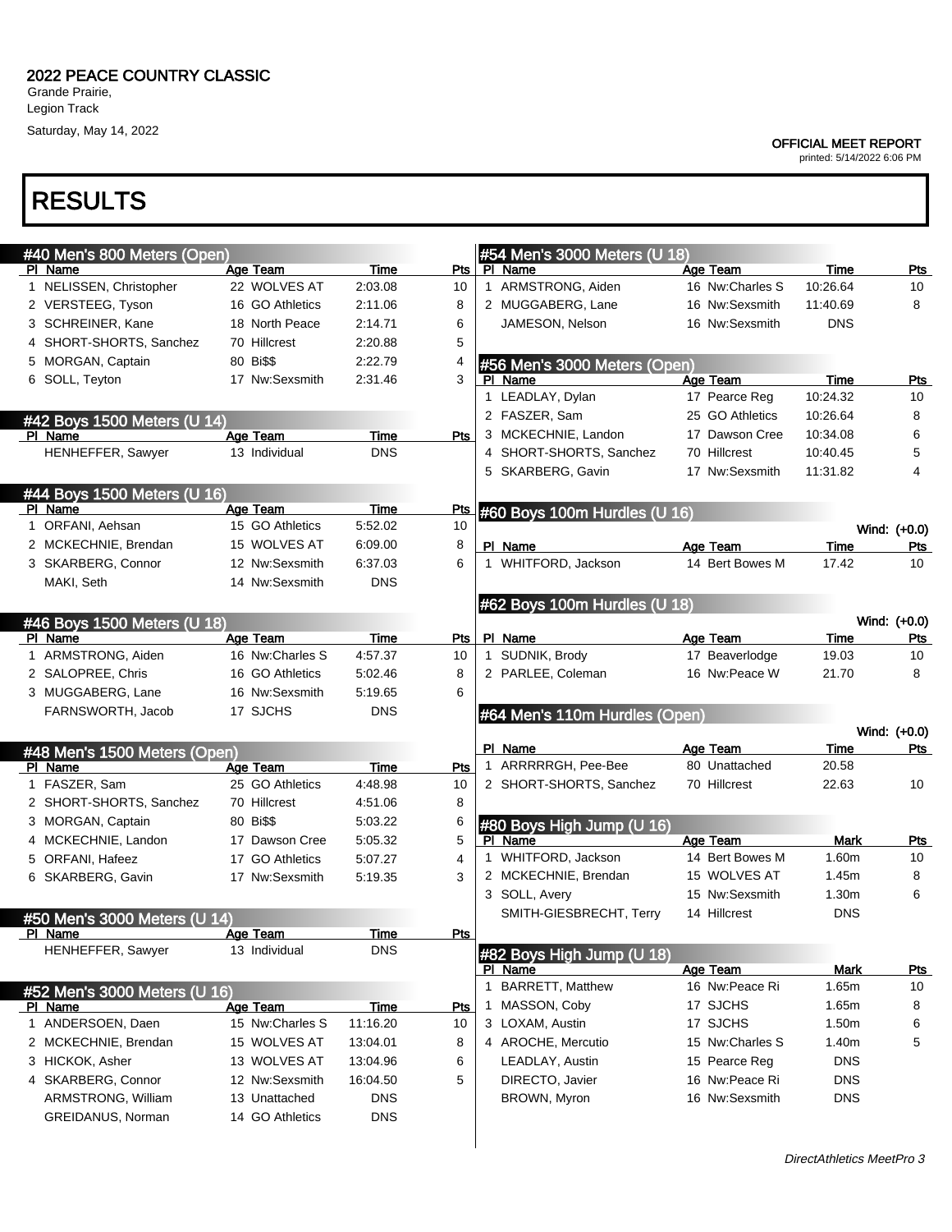# 2022 PEACE COUNTRY CLASSIC

Grande Prairie,
Legion Track
Saturday, May 14, 2022

**OFFICIAL MEET REPORT**
printed: 5/14/2022 6:06 PM

# RESULTS

## #40 Men's 800 Meters (Open)

| Pl | Name | Age | Team | Time | Pts |
|---|---|---|---|---|---|
| 1 | NELISSEN, Christopher | 22 | WOLVES AT | 2:03.08 | 10 |
| 2 | VERSTEEG, Tyson | 16 | GO Athletics | 2:11.06 | 8 |
| 3 | SCHREINER, Kane | 18 | North Peace | 2:14.71 | 6 |
| 4 | SHORT-SHORTS, Sanchez | 70 | Hillcrest | 2:20.88 | 5 |
| 5 | MORGAN, Captain | 80 | Bi$$ | 2:22.79 | 4 |
| 6 | SOLL, Teyton | 17 | Nw:Sexsmith | 2:31.46 | 3 |

## #42 Boys 1500 Meters (U 14)

| Pl | Name | Age | Team | Time | Pts |
|---|---|---|---|---|---|
| | HENHEFFER, Sawyer | 13 | Individual | DNS | |

## #44 Boys 1500 Meters (U 16)

| Pl | Name | Age | Team | Time | Pts |
|---|---|---|---|---|---|
| 1 | ORFANI, Aehsan | 15 | GO Athletics | 5:52.02 | 10 |
| 2 | MCKECHNIE, Brendan | 15 | WOLVES AT | 6:09.00 | 8 |
| 3 | SKARBERG, Connor | 12 | Nw:Sexsmith | 6:37.03 | 6 |
| | MAKI, Seth | 14 | Nw:Sexsmith | DNS | |

## #46 Boys 1500 Meters (U 18)

| Pl | Name | Age | Team | Time | Pts |
|---|---|---|---|---|---|
| 1 | ARMSTRONG, Aiden | 16 | Nw:Charles S | 4:57.37 | 10 |
| 2 | SALOPREE, Chris | 16 | GO Athletics | 5:02.46 | 8 |
| 3 | MUGGABERG, Lane | 16 | Nw:Sexsmith | 5:19.65 | 6 |
| | FARNSWORTH, Jacob | 17 | SJCHS | DNS | |

## #48 Men's 1500 Meters (Open)

| Pl | Name | Age | Team | Time | Pts |
|---|---|---|---|---|---|
| 1 | FASZER, Sam | 25 | GO Athletics | 4:48.98 | 10 |
| 2 | SHORT-SHORTS, Sanchez | 70 | Hillcrest | 4:51.06 | 8 |
| 3 | MORGAN, Captain | 80 | Bi$$ | 5:03.22 | 6 |
| 4 | MCKECHNIE, Landon | 17 | Dawson Cree | 5:05.32 | 5 |
| 5 | ORFANI, Hafeez | 17 | GO Athletics | 5:07.27 | 4 |
| 6 | SKARBERG, Gavin | 17 | Nw:Sexsmith | 5:19.35 | 3 |

## #50 Men's 3000 Meters (U 14)

| Pl | Name | Age | Team | Time | Pts |
|---|---|---|---|---|---|
| | HENHEFFER, Sawyer | 13 | Individual | DNS | |

## #52 Men's 3000 Meters (U 16)

| Pl | Name | Age | Team | Time | Pts |
|---|---|---|---|---|---|
| 1 | ANDERSOEN, Daen | 15 | Nw:Charles S | 11:16.20 | 10 |
| 2 | MCKECHNIE, Brendan | 15 | WOLVES AT | 13:04.01 | 8 |
| 3 | HICKOK, Asher | 13 | WOLVES AT | 13:04.96 | 6 |
| 4 | SKARBERG, Connor | 12 | Nw:Sexsmith | 16:04.50 | 5 |
| | ARMSTRONG, William | 13 | Unattached | DNS | |
| | GREIDANUS, Norman | 14 | GO Athletics | DNS | |

## #54 Men's 3000 Meters (U 18)

| Pl | Name | Age | Team | Time | Pts |
|---|---|---|---|---|---|
| 1 | ARMSTRONG, Aiden | 16 | Nw:Charles S | 10:26.64 | 10 |
| 2 | MUGGABERG, Lane | 16 | Nw:Sexsmith | 11:40.69 | 8 |
| | JAMESON, Nelson | 16 | Nw:Sexsmith | DNS | |

## #56 Men's 3000 Meters (Open)

| Pl | Name | Age | Team | Time | Pts |
|---|---|---|---|---|---|
| 1 | LEADLAY, Dylan | 17 | Pearce Reg | 10:24.32 | 10 |
| 2 | FASZER, Sam | 25 | GO Athletics | 10:26.64 | 8 |
| 3 | MCKECHNIE, Landon | 17 | Dawson Cree | 10:34.08 | 6 |
| 4 | SHORT-SHORTS, Sanchez | 70 | Hillcrest | 10:40.45 | 5 |
| 5 | SKARBERG, Gavin | 17 | Nw:Sexsmith | 11:31.82 | 4 |

## #60 Boys 100m Hurdles (U 16)

Wind: (+0.0)

| Pl | Name | Age | Team | Time | Pts |
|---|---|---|---|---|---|
| 1 | WHITFORD, Jackson | 14 | Bert Bowes M | 17.42 | 10 |

## #62 Boys 100m Hurdles (U 18)

Wind: (+0.0)

| Pl | Name | Age | Team | Time | Pts |
|---|---|---|---|---|---|
| 1 | SUDNIK, Brody | 17 | Beaverlodge | 19.03 | 10 |
| 2 | PARLEE, Coleman | 16 | Nw:Peace W | 21.70 | 8 |

## #64 Men's 110m Hurdles (Open)

Wind: (+0.0)

| Pl | Name | Age | Team | Time | Pts |
|---|---|---|---|---|---|
| 1 | ARRRRRGH, Pee-Bee | 80 | Unattached | 20.58 | |
| 2 | SHORT-SHORTS, Sanchez | 70 | Hillcrest | 22.63 | 10 |

## #80 Boys High Jump (U 16)

| Pl | Name | Age | Team | Mark | Pts |
|---|---|---|---|---|---|
| 1 | WHITFORD, Jackson | 14 | Bert Bowes M | 1.60m | 10 |
| 2 | MCKECHNIE, Brendan | 15 | WOLVES AT | 1.45m | 8 |
| 3 | SOLL, Avery | 15 | Nw:Sexsmith | 1.30m | 6 |
| | SMITH-GIESBRECHT, Terry | 14 | Hillcrest | DNS | |

## #82 Boys High Jump (U 18)

| Pl | Name | Age | Team | Mark | Pts |
|---|---|---|---|---|---|
| 1 | BARRETT, Matthew | 16 | Nw:Peace Ri | 1.65m | 10 |
| 1 | MASSON, Coby | 17 | SJCHS | 1.65m | 8 |
| 3 | LOXAM, Austin | 17 | SJCHS | 1.50m | 6 |
| 4 | AROCHE, Mercutio | 15 | Nw:Charles S | 1.40m | 5 |
| | LEADLAY, Austin | 15 | Pearce Reg | DNS | |
| | DIRECTO, Javier | 16 | Nw:Peace Ri | DNS | |
| | BROWN, Myron | 16 | Nw:Sexsmith | DNS | |

*DirectAthletics MeetPro 3*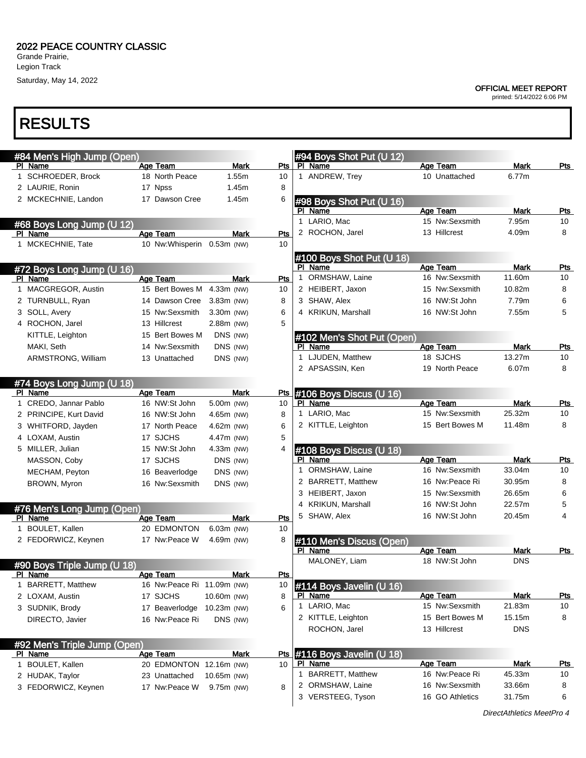# 2022 PEACE COUNTRY CLASSIC

Grande Prairie,
Legion Track
Saturday, May 14, 2022

**OFFICIAL MEET REPORT**
printed: 5/14/2022 6:06 PM

# RESULTS

## #84 Men's High Jump (Open)

| Pl | Name | Age | Team | Mark | Pts |
|---|---|---|---|---|---|
| 1 | SCHROEDER, Brock | 18 | North Peace | 1.55m | 10 |
| 2 | LAURIE, Ronin | 17 | Npss | 1.45m | 8 |
| 2 | MCKECHNIE, Landon | 17 | Dawson Cree | 1.45m | 6 |

## #68 Boys Long Jump (U 12)

| Pl | Name | Age | Team | Mark | Pts |
|---|---|---|---|---|---|
| 1 | MCKECHNIE, Tate | 10 | Nw:Whisperin | 0.53m (NW) | 10 |

## #72 Boys Long Jump (U 16)

| Pl | Name | Age | Team | Mark | Pts |
|---|---|---|---|---|---|
| 1 | MACGREGOR, Austin | 15 | Bert Bowes M | 4.33m (NW) | 10 |
| 2 | TURNBULL, Ryan | 14 | Dawson Cree | 3.83m (NW) | 8 |
| 3 | SOLL, Avery | 15 | Nw:Sexsmith | 3.30m (NW) | 6 |
| 4 | ROCHON, Jarel | 13 | Hillcrest | 2.88m (NW) | 5 |
| | KITTLE, Leighton | 15 | Bert Bowes M | DNS (NW) | |
| | MAKI, Seth | 14 | Nw:Sexsmith | DNS (NW) | |
| | ARMSTRONG, William | 13 | Unattached | DNS (NW) | |

## #74 Boys Long Jump (U 18)

| Pl | Name | Age | Team | Mark | Pts |
|---|---|---|---|---|---|
| 1 | CREDO, Jannar Pablo | 16 | NW:St John | 5.00m (NW) | 10 |
| 2 | PRINCIPE, Kurt David | 16 | NW:St John | 4.65m (NW) | 8 |
| 3 | WHITFORD, Jayden | 17 | North Peace | 4.62m (NW) | 6 |
| 4 | LOXAM, Austin | 17 | SJCHS | 4.47m (NW) | 5 |
| 5 | MILLER, Julian | 15 | NW:St John | 4.33m (NW) | 4 |
| | MASSON, Coby | 17 | SJCHS | DNS (NW) | |
| | MECHAM, Peyton | 16 | Beaverlodge | DNS (NW) | |
| | BROWN, Myron | 16 | Nw:Sexsmith | DNS (NW) | |

## #76 Men's Long Jump (Open)

| Pl | Name | Age | Team | Mark | Pts |
|---|---|---|---|---|---|
| 1 | BOULET, Kallen | 20 | EDMONTON | 6.03m (NW) | 10 |
| 2 | FEDORWICZ, Keynen | 17 | Nw:Peace W | 4.69m (NW) | 8 |

## #90 Boys Triple Jump (U 18)

| Pl | Name | Age | Team | Mark | Pts |
|---|---|---|---|---|---|
| 1 | BARRETT, Matthew | 16 | Nw:Peace Ri | 11.09m (NW) | 10 |
| 2 | LOXAM, Austin | 17 | SJCHS | 10.60m (NW) | 8 |
| 3 | SUDNIK, Brody | 17 | Beaverlodge | 10.23m (NW) | 6 |
| | DIRECTO, Javier | 16 | Nw:Peace Ri | DNS (NW) | |

## #92 Men's Triple Jump (Open)

| Pl | Name | Age | Team | Mark | Pts |
|---|---|---|---|---|---|
| 1 | BOULET, Kallen | 20 | EDMONTON | 12.16m (NW) | 10 |
| 2 | HUDAK, Taylor | 23 | Unattached | 10.65m (NW) | |
| 3 | FEDORWICZ, Keynen | 17 | Nw:Peace W | 9.75m (NW) | 8 |

## #94 Boys Shot Put (U 12)

| Pl | Name | Age | Team | Mark | Pts |
|---|---|---|---|---|---|
| 1 | ANDREW, Trey | 10 | Unattached | 6.77m | |

## #98 Boys Shot Put (U 16)

| Pl | Name | Age | Team | Mark | Pts |
|---|---|---|---|---|---|
| 1 | LARIO, Mac | 15 | Nw:Sexsmith | 7.95m | 10 |
| 2 | ROCHON, Jarel | 13 | Hillcrest | 4.09m | 8 |

## #100 Boys Shot Put (U 18)

| Pl | Name | Age | Team | Mark | Pts |
|---|---|---|---|---|---|
| 1 | ORMSHAW, Laine | 16 | Nw:Sexsmith | 11.60m | 10 |
| 2 | HEIBERT, Jaxon | 15 | Nw:Sexsmith | 10.82m | 8 |
| 3 | SHAW, Alex | 16 | NW:St John | 7.79m | 6 |
| 4 | KRIKUN, Marshall | 16 | NW:St John | 7.55m | 5 |

## #102 Men's Shot Put (Open)

| Pl | Name | Age | Team | Mark | Pts |
|---|---|---|---|---|---|
| 1 | LJUDEN, Matthew | 18 | SJCHS | 13.27m | 10 |
| 2 | APSASSIN, Ken | 19 | North Peace | 6.07m | 8 |

## #106 Boys Discus (U 16)

| Pl | Name | Age | Team | Mark | Pts |
|---|---|---|---|---|---|
| 1 | LARIO, Mac | 15 | Nw:Sexsmith | 25.32m | 10 |
| 2 | KITTLE, Leighton | 15 | Bert Bowes M | 11.48m | 8 |

## #108 Boys Discus (U 18)

| Pl | Name | Age | Team | Mark | Pts |
|---|---|---|---|---|---|
| 1 | ORMSHAW, Laine | 16 | Nw:Sexsmith | 33.04m | 10 |
| 2 | BARRETT, Matthew | 16 | Nw:Peace Ri | 30.95m | 8 |
| 3 | HEIBERT, Jaxon | 15 | Nw:Sexsmith | 26.65m | 6 |
| 4 | KRIKUN, Marshall | 16 | NW:St John | 22.57m | 5 |
| 5 | SHAW, Alex | 16 | NW:St John | 20.45m | 4 |

## #110 Men's Discus (Open)

| Pl | Name | Age | Team | Mark | Pts |
|---|---|---|---|---|---|
| | MALONEY, Liam | 18 | NW:St John | DNS | |

## #114 Boys Javelin (U 16)

| Pl | Name | Age | Team | Mark | Pts |
|---|---|---|---|---|---|
| 1 | LARIO, Mac | 15 | Nw:Sexsmith | 21.83m | 10 |
| 2 | KITTLE, Leighton | 15 | Bert Bowes M | 15.15m | 8 |
| | ROCHON, Jarel | 13 | Hillcrest | DNS | |

## #116 Boys Javelin (U 18)

| Pl | Name | Age | Team | Mark | Pts |
|---|---|---|---|---|---|
| 1 | BARRETT, Matthew | 16 | Nw:Peace Ri | 45.33m | 10 |
| 2 | ORMSHAW, Laine | 16 | Nw:Sexsmith | 33.66m | 8 |
| 3 | VERSTEEG, Tyson | 16 | GO Athletics | 31.75m | 6 |

*DirectAthletics MeetPro 4*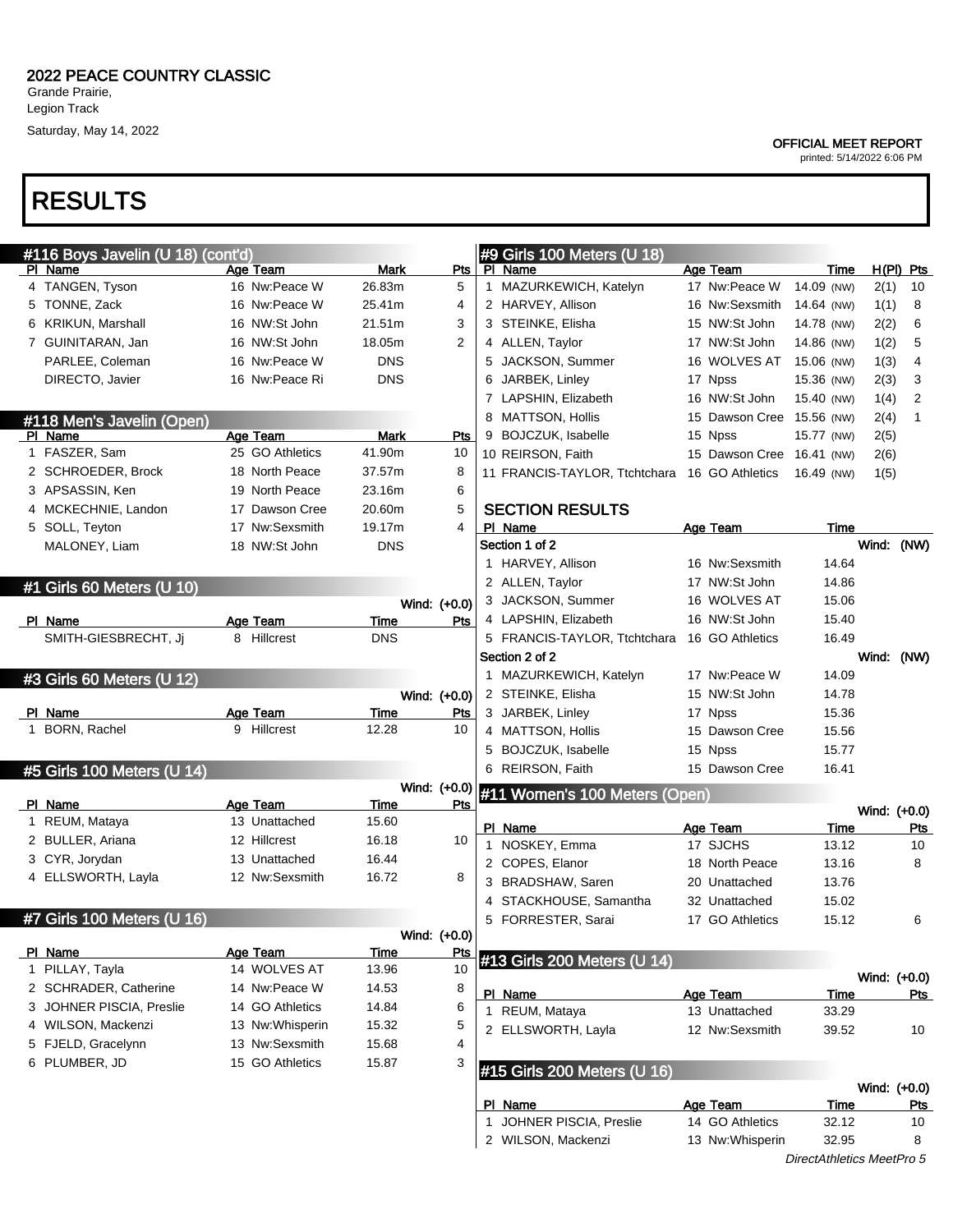## 2022 PEACE COUNTRY CLASSIC

Grande Prairie,
Legion Track
Saturday, May 14, 2022

OFFICIAL MEET REPORT
printed: 5/14/2022 6:06 PM

# RESULTS

### #116 Boys Javelin (U 18) (cont'd)

| Pl | Name | Age | Team | Mark | Pts |
|---|---|---|---|---|---|
| 4 | TANGEN, Tyson | 16 | Nw:Peace W | 26.83m | 5 |
| 5 | TONNE, Zack | 16 | Nw:Peace W | 25.41m | 4 |
| 6 | KRIKUN, Marshall | 16 | NW:St John | 21.51m | 3 |
| 7 | GUINITARAN, Jan | 16 | NW:St John | 18.05m | 2 |
| | PARLEE, Coleman | 16 | Nw:Peace W | DNS | |
| | DIRECTO, Javier | 16 | Nw:Peace Ri | DNS | |

### #118 Men's Javelin (Open)

| Pl | Name | Age | Team | Mark | Pts |
|---|---|---|---|---|---|
| 1 | FASZER, Sam | 25 | GO Athletics | 41.90m | 10 |
| 2 | SCHROEDER, Brock | 18 | North Peace | 37.57m | 8 |
| 3 | APSASSIN, Ken | 19 | North Peace | 23.16m | 6 |
| 4 | MCKECHNIE, Landon | 17 | Dawson Cree | 20.60m | 5 |
| 5 | SOLL, Teyton | 17 | Nw:Sexsmith | 19.17m | 4 |
| | MALONEY, Liam | 18 | NW:St John | DNS | |

### #1 Girls 60 Meters (U 10)

Wind: (+0.0)

| Pl | Name | Age | Team | Time | Pts |
|---|---|---|---|---|---|
| | SMITH-GIESBRECHT, Jj | 8 | Hillcrest | DNS | |

### #3 Girls 60 Meters (U 12)

Wind: (+0.0)

| Pl | Name | Age | Team | Time | Pts |
|---|---|---|---|---|---|
| 1 | BORN, Rachel | 9 | Hillcrest | 12.28 | 10 |

### #5 Girls 100 Meters (U 14)

Wind: (+0.0)

| Pl | Name | Age | Team | Time | Pts |
|---|---|---|---|---|---|
| 1 | REUM, Mataya | 13 | Unattached | 15.60 | |
| 2 | BULLER, Ariana | 12 | Hillcrest | 16.18 | 10 |
| 3 | CYR, Jorydan | 13 | Unattached | 16.44 | |
| 4 | ELLSWORTH, Layla | 12 | Nw:Sexsmith | 16.72 | 8 |

### #7 Girls 100 Meters (U 16)

Wind: (+0.0)

| Pl | Name | Age | Team | Time | Pts |
|---|---|---|---|---|---|
| 1 | PILLAY, Tayla | 14 | WOLVES AT | 13.96 | 10 |
| 2 | SCHRADER, Catherine | 14 | Nw:Peace W | 14.53 | 8 |
| 3 | JOHNER PISCIA, Preslie | 14 | GO Athletics | 14.84 | 6 |
| 4 | WILSON, Mackenzi | 13 | Nw:Whisperin | 15.32 | 5 |
| 5 | FJELD, Gracelynn | 13 | Nw:Sexsmith | 15.68 | 4 |
| 6 | PLUMBER, JD | 15 | GO Athletics | 15.87 | 3 |

### #9 Girls 100 Meters (U 18)

| Pl | Name | Age | Team | Time | | H(Pl) | Pts |
|---|---|---|---|---|---|---|---|
| 1 | MAZURKEWICH, Katelyn | 17 | Nw:Peace W | 14.09 | (NW) | 2(1) | 10 |
| 2 | HARVEY, Allison | 16 | Nw:Sexsmith | 14.64 | (NW) | 1(1) | 8 |
| 3 | STEINKE, Elisha | 15 | NW:St John | 14.78 | (NW) | 2(2) | 6 |
| 4 | ALLEN, Taylor | 17 | NW:St John | 14.86 | (NW) | 1(2) | 5 |
| 5 | JACKSON, Summer | 16 | WOLVES AT | 15.06 | (NW) | 1(3) | 4 |
| 6 | JARBEK, Linley | 17 | Npss | 15.36 | (NW) | 2(3) | 3 |
| 7 | LAPSHIN, Elizabeth | 16 | NW:St John | 15.40 | (NW) | 1(4) | 2 |
| 8 | MATTSON, Hollis | 15 | Dawson Cree | 15.56 | (NW) | 2(4) | 1 |
| 9 | BOJCZUK, Isabelle | 15 | Npss | 15.77 | (NW) | 2(5) | |
| 10 | REIRSON, Faith | 15 | Dawson Cree | 16.41 | (NW) | 2(6) | |
| 11 | FRANCIS-TAYLOR, Ttchtchara | 16 | GO Athletics | 16.49 | (NW) | 1(5) | |

#### SECTION RESULTS

| Pl | Name | Age | Team | Time |
|---|---|---|---|---|
| Section 1 of 2 | | | | Wind: (NW) |
| 1 | HARVEY, Allison | 16 | Nw:Sexsmith | 14.64 |
| 2 | ALLEN, Taylor | 17 | NW:St John | 14.86 |
| 3 | JACKSON, Summer | 16 | WOLVES AT | 15.06 |
| 4 | LAPSHIN, Elizabeth | 16 | NW:St John | 15.40 |
| 5 | FRANCIS-TAYLOR, Ttchtchara | 16 | GO Athletics | 16.49 |
| Section 2 of 2 | | | | Wind: (NW) |
| 1 | MAZURKEWICH, Katelyn | 17 | Nw:Peace W | 14.09 |
| 2 | STEINKE, Elisha | 15 | NW:St John | 14.78 |
| 3 | JARBEK, Linley | 17 | Npss | 15.36 |
| 4 | MATTSON, Hollis | 15 | Dawson Cree | 15.56 |
| 5 | BOJCZUK, Isabelle | 15 | Npss | 15.77 |
| 6 | REIRSON, Faith | 15 | Dawson Cree | 16.41 |

### #11 Women's 100 Meters (Open)

Wind: (+0.0)

| Pl | Name | Age | Team | Time | Pts |
|---|---|---|---|---|---|
| 1 | NOSKEY, Emma | 17 | SJCHS | 13.12 | 10 |
| 2 | COPES, Elanor | 18 | North Peace | 13.16 | 8 |
| 3 | BRADSHAW, Saren | 20 | Unattached | 13.76 | |
| 4 | STACKHOUSE, Samantha | 32 | Unattached | 15.02 | |
| 5 | FORRESTER, Sarai | 17 | GO Athletics | 15.12 | 6 |

### #13 Girls 200 Meters (U 14)

Wind: (+0.0)

| Pl | Name | Age | Team | Time | Pts |
|---|---|---|---|---|---|
| 1 | REUM, Mataya | 13 | Unattached | 33.29 | |
| 2 | ELLSWORTH, Layla | 12 | Nw:Sexsmith | 39.52 | 10 |

### #15 Girls 200 Meters (U 16)

Wind: (+0.0)

| Pl | Name | Age | Team | Time | Pts |
|---|---|---|---|---|---|
| 1 | JOHNER PISCIA, Preslie | 14 | GO Athletics | 32.12 | 10 |
| 2 | WILSON, Mackenzi | 13 | Nw:Whisperin | 32.95 | 8 |

*DirectAthletics MeetPro 5*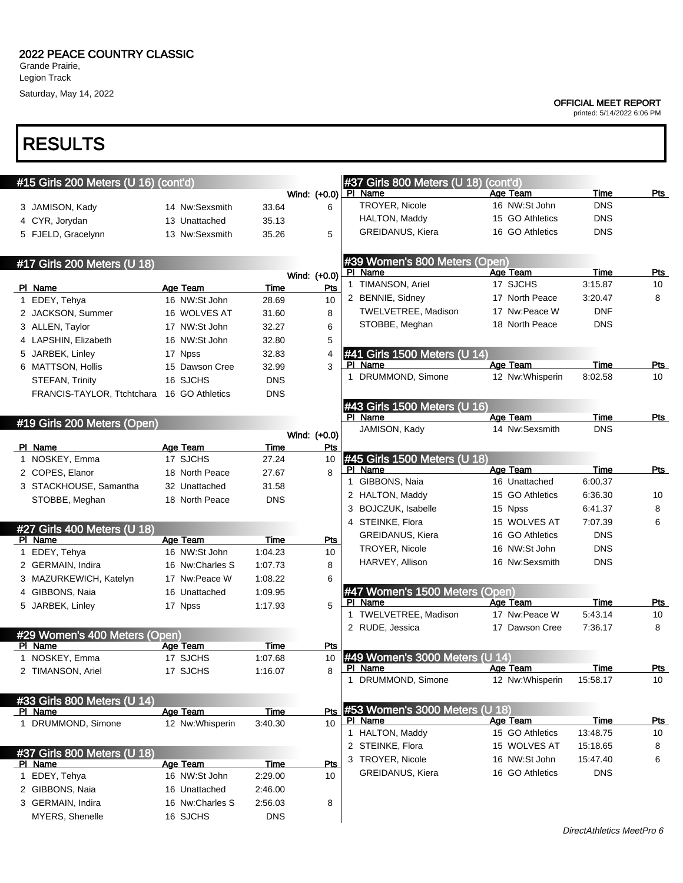## 2022 PEACE COUNTRY CLASSIC

Grande Prairie,
Legion Track
Saturday, May 14, 2022

**OFFICIAL MEET REPORT**
printed: 5/14/2022 6:06 PM

# RESULTS

### #15 Girls 200 Meters (U 16) (cont'd)

Wind: (+0.0)

| Pl | Name | Age | Team | Time | Pts |
|---|---|---|---|---|---|
| 3 | JAMISON, Kady | 14 | Nw:Sexsmith | 33.64 | 6 |
| 4 | CYR, Jorydan | 13 | Unattached | 35.13 | |
| 5 | FJELD, Gracelynn | 13 | Nw:Sexsmith | 35.26 | 5 |

### #17 Girls 200 Meters (U 18)

Wind: (+0.0)

| Pl | Name | Age | Team | Time | Pts |
|---|---|---|---|---|---|
| 1 | EDEY, Tehya | 16 | NW:St John | 28.69 | 10 |
| 2 | JACKSON, Summer | 16 | WOLVES AT | 31.60 | 8 |
| 3 | ALLEN, Taylor | 17 | NW:St John | 32.27 | 6 |
| 4 | LAPSHIN, Elizabeth | 16 | NW:St John | 32.80 | 5 |
| 5 | JARBEK, Linley | 17 | Npss | 32.83 | 4 |
| 6 | MATTSON, Hollis | 15 | Dawson Cree | 32.99 | 3 |
| | STEFAN, Trinity | 16 | SJCHS | DNS | |
| | FRANCIS-TAYLOR, Ttchtchara | 16 | GO Athletics | DNS | |

### #19 Girls 200 Meters (Open)

Wind: (+0.0)

| Pl | Name | Age | Team | Time | Pts |
|---|---|---|---|---|---|
| 1 | NOSKEY, Emma | 17 | SJCHS | 27.24 | 10 |
| 2 | COPES, Elanor | 18 | North Peace | 27.67 | 8 |
| 3 | STACKHOUSE, Samantha | 32 | Unattached | 31.58 | |
| | STOBBE, Meghan | 18 | North Peace | DNS | |

### #27 Girls 400 Meters (U 18)

| Pl | Name | Age | Team | Time | Pts |
|---|---|---|---|---|---|
| 1 | EDEY, Tehya | 16 | NW:St John | 1:04.23 | 10 |
| 2 | GERMAIN, Indira | 16 | Nw:Charles S | 1:07.73 | 8 |
| 3 | MAZURKEWICH, Katelyn | 17 | Nw:Peace W | 1:08.22 | 6 |
| 4 | GIBBONS, Naia | 16 | Unattached | 1:09.95 | |
| 5 | JARBEK, Linley | 17 | Npss | 1:17.93 | 5 |

### #29 Women's 400 Meters (Open)

| Pl | Name | Age | Team | Time | Pts |
|---|---|---|---|---|---|
| 1 | NOSKEY, Emma | 17 | SJCHS | 1:07.68 | 10 |
| 2 | TIMANSON, Ariel | 17 | SJCHS | 1:16.07 | 8 |

### #33 Girls 800 Meters (U 14)

| Pl | Name | Age | Team | Time | Pts |
|---|---|---|---|---|---|
| 1 | DRUMMOND, Simone | 12 | Nw:Whisperin | 3:40.30 | 10 |

### #37 Girls 800 Meters (U 18)

| Pl | Name | Age | Team | Time | Pts |
|---|---|---|---|---|---|
| 1 | EDEY, Tehya | 16 | NW:St John | 2:29.00 | 10 |
| 2 | GIBBONS, Naia | 16 | Unattached | 2:46.00 | |
| 3 | GERMAIN, Indira | 16 | Nw:Charles S | 2:56.03 | 8 |
| | MYERS, Shenelle | 16 | SJCHS | DNS | |
| | TROYER, Nicole | 16 | NW:St John | DNS | |
| | HALTON, Maddy | 15 | GO Athletics | DNS | |
| | GREIDANUS, Kiera | 16 | GO Athletics | DNS | |

### #39 Women's 800 Meters (Open)

| Pl | Name | Age | Team | Time | Pts |
|---|---|---|---|---|---|
| 1 | TIMANSON, Ariel | 17 | SJCHS | 3:15.87 | 10 |
| 2 | BENNIE, Sidney | 17 | North Peace | 3:20.47 | 8 |
| | TWELVETREE, Madison | 17 | Nw:Peace W | DNF | |
| | STOBBE, Meghan | 18 | North Peace | DNS | |

### #41 Girls 1500 Meters (U 14)

| Pl | Name | Age | Team | Time | Pts |
|---|---|---|---|---|---|
| 1 | DRUMMOND, Simone | 12 | Nw:Whisperin | 8:02.58 | 10 |

### #43 Girls 1500 Meters (U 16)

| Pl | Name | Age | Team | Time | Pts |
|---|---|---|---|---|---|
| | JAMISON, Kady | 14 | Nw:Sexsmith | DNS | |

### #45 Girls 1500 Meters (U 18)

| Pl | Name | Age | Team | Time | Pts |
|---|---|---|---|---|---|
| 1 | GIBBONS, Naia | 16 | Unattached | 6:00.37 | |
| 2 | HALTON, Maddy | 15 | GO Athletics | 6:36.30 | 10 |
| 3 | BOJCZUK, Isabelle | 15 | Npss | 6:41.37 | 8 |
| 4 | STEINKE, Flora | 15 | WOLVES AT | 7:07.39 | 6 |
| | GREIDANUS, Kiera | 16 | GO Athletics | DNS | |
| | TROYER, Nicole | 16 | NW:St John | DNS | |
| | HARVEY, Allison | 16 | Nw:Sexsmith | DNS | |

### #47 Women's 1500 Meters (Open)

| Pl | Name | Age | Team | Time | Pts |
|---|---|---|---|---|---|
| 1 | TWELVETREE, Madison | 17 | Nw:Peace W | 5:43.14 | 10 |
| 2 | RUDE, Jessica | 17 | Dawson Cree | 7:36.17 | 8 |

### #49 Women's 3000 Meters (U 14)

| Pl | Name | Age | Team | Time | Pts |
|---|---|---|---|---|---|
| 1 | DRUMMOND, Simone | 12 | Nw:Whisperin | 15:58.17 | 10 |

### #53 Women's 3000 Meters (U 18)

| Pl | Name | Age | Team | Time | Pts |
|---|---|---|---|---|---|
| 1 | HALTON, Maddy | 15 | GO Athletics | 13:48.75 | 10 |
| 2 | STEINKE, Flora | 15 | WOLVES AT | 15:18.65 | 8 |
| 3 | TROYER, Nicole | 16 | NW:St John | 15:47.40 | 6 |
| | GREIDANUS, Kiera | 16 | GO Athletics | DNS | |

*DirectAthletics MeetPro 6*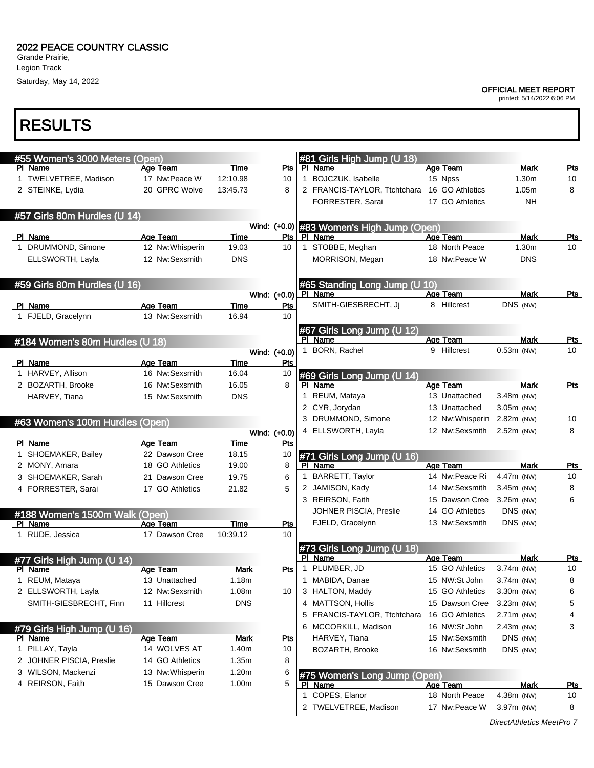## 2022 PEACE COUNTRY CLASSIC

Grande Prairie,
Legion Track
Saturday, May 14, 2022

**OFFICIAL MEET REPORT**
printed: 5/14/2022 6:06 PM

# RESULTS

### #55 Women's 3000 Meters (Open)

| Pl | Name | Age | Team | Time | Pts |
|---|---|---|---|---|---|
| 1 | TWELVETREE, Madison | 17 | Nw:Peace W | 12:10.98 | 10 |
| 2 | STEINKE, Lydia | 20 | GPRC Wolve | 13:45.73 | 8 |

### #57 Girls 80m Hurdles (U 14)

Wind: (+0.0)

| Pl | Name | Age | Team | Time | Pts |
|---|---|---|---|---|---|
| 1 | DRUMMOND, Simone | 12 | Nw:Whisperin | 19.03 | 10 |
| | ELLSWORTH, Layla | 12 | Nw:Sexsmith | DNS | |

### #59 Girls 80m Hurdles (U 16)

Wind: (+0.0)

| Pl | Name | Age | Team | Time | Pts |
|---|---|---|---|---|---|
| 1 | FJELD, Gracelynn | 13 | Nw:Sexsmith | 16.94 | 10 |

### #184 Women's 80m Hurdles (U 18)

Wind: (+0.0)

| Pl | Name | Age | Team | Time | Pts |
|---|---|---|---|---|---|
| 1 | HARVEY, Allison | 16 | Nw:Sexsmith | 16.04 | 10 |
| 2 | BOZARTH, Brooke | 16 | Nw:Sexsmith | 16.05 | 8 |
| | HARVEY, Tiana | 15 | Nw:Sexsmith | DNS | |

### #63 Women's 100m Hurdles (Open)

Wind: (+0.0)

| Pl | Name | Age | Team | Time | Pts |
|---|---|---|---|---|---|
| 1 | SHOEMAKER, Bailey | 22 | Dawson Cree | 18.15 | 10 |
| 2 | MONY, Amara | 18 | GO Athletics | 19.00 | 8 |
| 3 | SHOEMAKER, Sarah | 21 | Dawson Cree | 19.75 | 6 |
| 4 | FORRESTER, Sarai | 17 | GO Athletics | 21.82 | 5 |

### #188 Women's 1500m Walk (Open)

| Pl | Name | Age | Team | Time | Pts |
|---|---|---|---|---|---|
| 1 | RUDE, Jessica | 17 | Dawson Cree | 10:39.12 | 10 |

### #77 Girls High Jump (U 14)

| Pl | Name | Age | Team | Mark | Pts |
|---|---|---|---|---|---|
| 1 | REUM, Mataya | 13 | Unattached | 1.18m | |
| 2 | ELLSWORTH, Layla | 12 | Nw:Sexsmith | 1.08m | 10 |
| | SMITH-GIESBRECHT, Finn | 11 | Hillcrest | DNS | |

### #79 Girls High Jump (U 16)

| Pl | Name | Age | Team | Mark | Pts |
|---|---|---|---|---|---|
| 1 | PILLAY, Tayla | 14 | WOLVES AT | 1.40m | 10 |
| 2 | JOHNER PISCIA, Preslie | 14 | GO Athletics | 1.35m | 8 |
| 3 | WILSON, Mackenzi | 13 | Nw:Whisperin | 1.20m | 6 |
| 4 | REIRSON, Faith | 15 | Dawson Cree | 1.00m | 5 |

### #81 Girls High Jump (U 18)

| Pl | Name | Age | Team | Mark | Pts |
|---|---|---|---|---|---|
| 1 | BOJCZUK, Isabelle | 15 | Npss | 1.30m | 10 |
| 2 | FRANCIS-TAYLOR, Ttchtchara | 16 | GO Athletics | 1.05m | 8 |
| | FORRESTER, Sarai | 17 | GO Athletics | NH | |

### #83 Women's High Jump (Open)

| Pl | Name | Age | Team | Mark | Pts |
|---|---|---|---|---|---|
| 1 | STOBBE, Meghan | 18 | North Peace | 1.30m | 10 |
| | MORRISON, Megan | 18 | Nw:Peace W | DNS | |

### #65 Standing Long Jump (U 10)

| Pl | Name | Age | Team | Mark | Pts |
|---|---|---|---|---|---|
| | SMITH-GIESBRECHT, Jj | 8 | Hillcrest | DNS (NW) | |

### #67 Girls Long Jump (U 12)

| Pl | Name | Age | Team | Mark | Pts |
|---|---|---|---|---|---|
| 1 | BORN, Rachel | 9 | Hillcrest | 0.53m (NW) | 10 |

### #69 Girls Long Jump (U 14)

| Pl | Name | Age | Team | Mark | Pts |
|---|---|---|---|---|---|
| 1 | REUM, Mataya | 13 | Unattached | 3.48m (NW) | |
| 2 | CYR, Jorydan | 13 | Unattached | 3.05m (NW) | |
| 3 | DRUMMOND, Simone | 12 | Nw:Whisperin | 2.82m (NW) | 10 |
| 4 | ELLSWORTH, Layla | 12 | Nw:Sexsmith | 2.52m (NW) | 8 |

### #71 Girls Long Jump (U 16)

| Pl | Name | Age | Team | Mark | Pts |
|---|---|---|---|---|---|
| 1 | BARRETT, Taylor | 14 | Nw:Peace Ri | 4.47m (NW) | 10 |
| 2 | JAMISON, Kady | 14 | Nw:Sexsmith | 3.45m (NW) | 8 |
| 3 | REIRSON, Faith | 15 | Dawson Cree | 3.26m (NW) | 6 |
| | JOHNER PISCIA, Preslie | 14 | GO Athletics | DNS (NW) | |
| | FJELD, Gracelynn | 13 | Nw:Sexsmith | DNS (NW) | |

### #73 Girls Long Jump (U 18)

| Pl | Name | Age | Team | Mark | Pts |
|---|---|---|---|---|---|
| 1 | PLUMBER, JD | 15 | GO Athletics | 3.74m (NW) | 10 |
| 1 | MABIDA, Danae | 15 | NW:St John | 3.74m (NW) | 8 |
| 3 | HALTON, Maddy | 15 | GO Athletics | 3.30m (NW) | 6 |
| 4 | MATTSON, Hollis | 15 | Dawson Cree | 3.23m (NW) | 5 |
| 5 | FRANCIS-TAYLOR, Ttchtchara | 16 | GO Athletics | 2.71m (NW) | 4 |
| 6 | MCCORKILL, Madison | 16 | NW:St John | 2.43m (NW) | 3 |
| | HARVEY, Tiana | 15 | Nw:Sexsmith | DNS (NW) | |
| | BOZARTH, Brooke | 16 | Nw:Sexsmith | DNS (NW) | |

### #75 Women's Long Jump (Open)

| Pl | Name | Age | Team | Mark | Pts |
|---|---|---|---|---|---|
| 1 | COPES, Elanor | 18 | North Peace | 4.38m (NW) | 10 |
| 2 | TWELVETREE, Madison | 17 | Nw:Peace W | 3.97m (NW) | 8 |

*DirectAthletics MeetPro 7*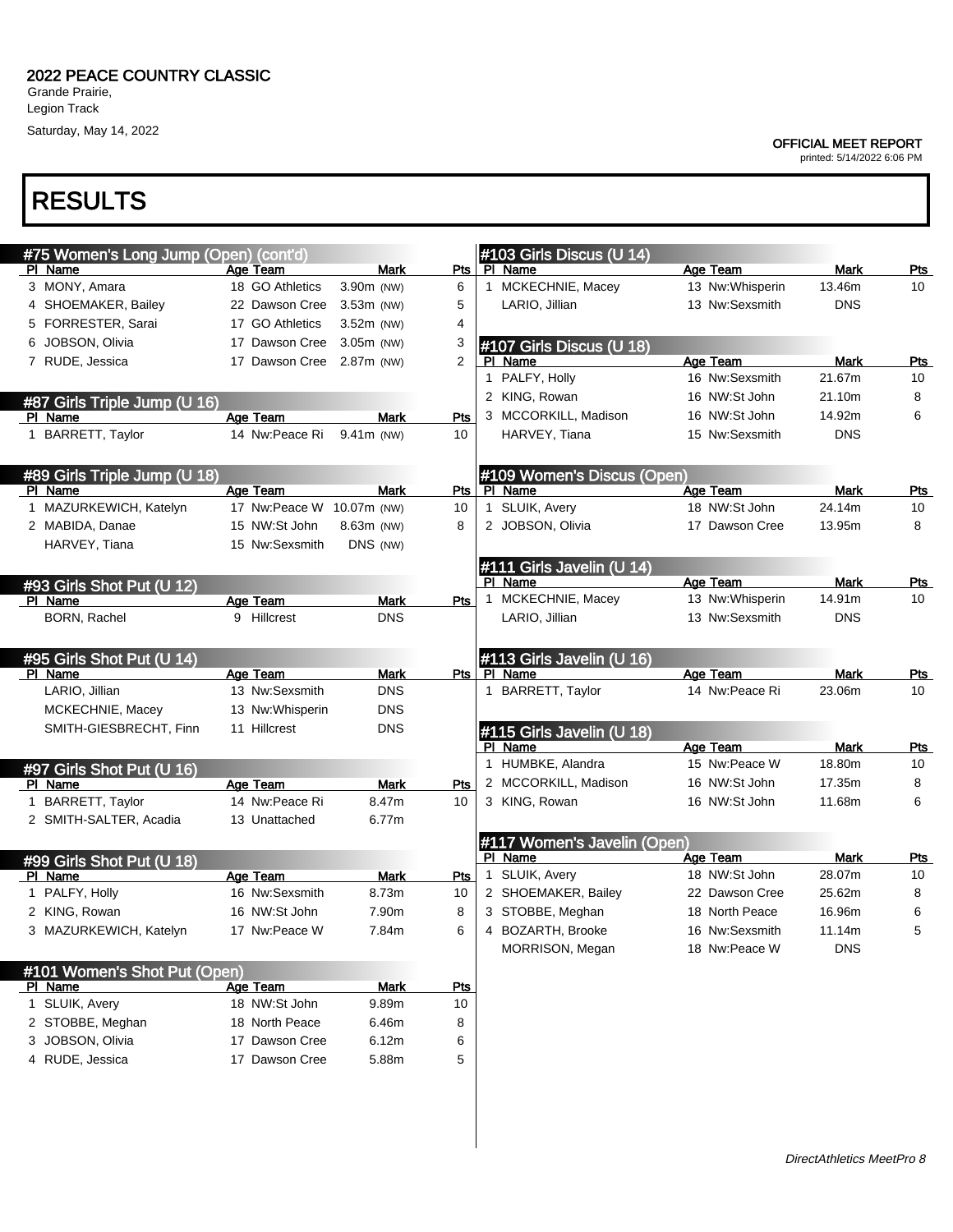## 2022 PEACE COUNTRY CLASSIC

Grande Prairie,
Legion Track
Saturday, May 14, 2022

**OFFICIAL MEET REPORT**
printed: 5/14/2022 6:06 PM

# RESULTS

### #75 Women's Long Jump (Open) (cont'd)

| Pl | Name | Age | Team | Mark | Pts |
|---|---|---|---|---|---|
| 3 | MONY, Amara | 18 | GO Athletics | 3.90m (NW) | 6 |
| 4 | SHOEMAKER, Bailey | 22 | Dawson Cree | 3.53m (NW) | 5 |
| 5 | FORRESTER, Sarai | 17 | GO Athletics | 3.52m (NW) | 4 |
| 6 | JOBSON, Olivia | 17 | Dawson Cree | 3.05m (NW) | 3 |
| 7 | RUDE, Jessica | 17 | Dawson Cree | 2.87m (NW) | 2 |

### #87 Girls Triple Jump (U 16)

| Pl | Name | Age | Team | Mark | Pts |
|---|---|---|---|---|---|
| 1 | BARRETT, Taylor | 14 | Nw:Peace Ri | 9.41m (NW) | 10 |

### #89 Girls Triple Jump (U 18)

| Pl | Name | Age | Team | Mark | Pts |
|---|---|---|---|---|---|
| 1 | MAZURKEWICH, Katelyn | 17 | Nw:Peace W | 10.07m (NW) | 10 |
| 2 | MABIDA, Danae | 15 | NW:St John | 8.63m (NW) | 8 |
| | HARVEY, Tiana | 15 | Nw:Sexsmith | DNS (NW) | |

### #93 Girls Shot Put (U 12)

| Pl | Name | Age | Team | Mark | Pts |
|---|---|---|---|---|---|
| | BORN, Rachel | 9 | Hillcrest | DNS | |

### #95 Girls Shot Put (U 14)

| Pl | Name | Age | Team | Mark | Pts |
|---|---|---|---|---|---|
| | LARIO, Jillian | 13 | Nw:Sexsmith | DNS | |
| | MCKECHNIE, Macey | 13 | Nw:Whisperin | DNS | |
| | SMITH-GIESBRECHT, Finn | 11 | Hillcrest | DNS | |

### #97 Girls Shot Put (U 16)

| Pl | Name | Age | Team | Mark | Pts |
|---|---|---|---|---|---|
| 1 | BARRETT, Taylor | 14 | Nw:Peace Ri | 8.47m | 10 |
| 2 | SMITH-SALTER, Acadia | 13 | Unattached | 6.77m | |

### #99 Girls Shot Put (U 18)

| Pl | Name | Age | Team | Mark | Pts |
|---|---|---|---|---|---|
| 1 | PALFY, Holly | 16 | Nw:Sexsmith | 8.73m | 10 |
| 2 | KING, Rowan | 16 | NW:St John | 7.90m | 8 |
| 3 | MAZURKEWICH, Katelyn | 17 | Nw:Peace W | 7.84m | 6 |

### #101 Women's Shot Put (Open)

| Pl | Name | Age | Team | Mark | Pts |
|---|---|---|---|---|---|
| 1 | SLUIK, Avery | 18 | NW:St John | 9.89m | 10 |
| 2 | STOBBE, Meghan | 18 | North Peace | 6.46m | 8 |
| 3 | JOBSON, Olivia | 17 | Dawson Cree | 6.12m | 6 |
| 4 | RUDE, Jessica | 17 | Dawson Cree | 5.88m | 5 |

### #103 Girls Discus (U 14)

| Pl | Name | Age | Team | Mark | Pts |
|---|---|---|---|---|---|
| 1 | MCKECHNIE, Macey | 13 | Nw:Whisperin | 13.46m | 10 |
| | LARIO, Jillian | 13 | Nw:Sexsmith | DNS | |

### #107 Girls Discus (U 18)

| Pl | Name | Age | Team | Mark | Pts |
|---|---|---|---|---|---|
| 1 | PALFY, Holly | 16 | Nw:Sexsmith | 21.67m | 10 |
| 2 | KING, Rowan | 16 | NW:St John | 21.10m | 8 |
| 3 | MCCORKILL, Madison | 16 | NW:St John | 14.92m | 6 |
| | HARVEY, Tiana | 15 | Nw:Sexsmith | DNS | |

### #109 Women's Discus (Open)

| Pl | Name | Age | Team | Mark | Pts |
|---|---|---|---|---|---|
| 1 | SLUIK, Avery | 18 | NW:St John | 24.14m | 10 |
| 2 | JOBSON, Olivia | 17 | Dawson Cree | 13.95m | 8 |

### #111 Girls Javelin (U 14)

| Pl | Name | Age | Team | Mark | Pts |
|---|---|---|---|---|---|
| 1 | MCKECHNIE, Macey | 13 | Nw:Whisperin | 14.91m | 10 |
| | LARIO, Jillian | 13 | Nw:Sexsmith | DNS | |

### #113 Girls Javelin (U 16)

| Pl | Name | Age | Team | Mark | Pts |
|---|---|---|---|---|---|
| 1 | BARRETT, Taylor | 14 | Nw:Peace Ri | 23.06m | 10 |

### #115 Girls Javelin (U 18)

| Pl | Name | Age | Team | Mark | Pts |
|---|---|---|---|---|---|
| 1 | HUMBKE, Alandra | 15 | Nw:Peace W | 18.80m | 10 |
| 2 | MCCORKILL, Madison | 16 | NW:St John | 17.35m | 8 |
| 3 | KING, Rowan | 16 | NW:St John | 11.68m | 6 |

### #117 Women's Javelin (Open)

| Pl | Name | Age | Team | Mark | Pts |
|---|---|---|---|---|---|
| 1 | SLUIK, Avery | 18 | NW:St John | 28.07m | 10 |
| 2 | SHOEMAKER, Bailey | 22 | Dawson Cree | 25.62m | 8 |
| 3 | STOBBE, Meghan | 18 | North Peace | 16.96m | 6 |
| 4 | BOZARTH, Brooke | 16 | Nw:Sexsmith | 11.14m | 5 |
| | MORRISON, Megan | 18 | Nw:Peace W | DNS | |

*DirectAthletics MeetPro 8*